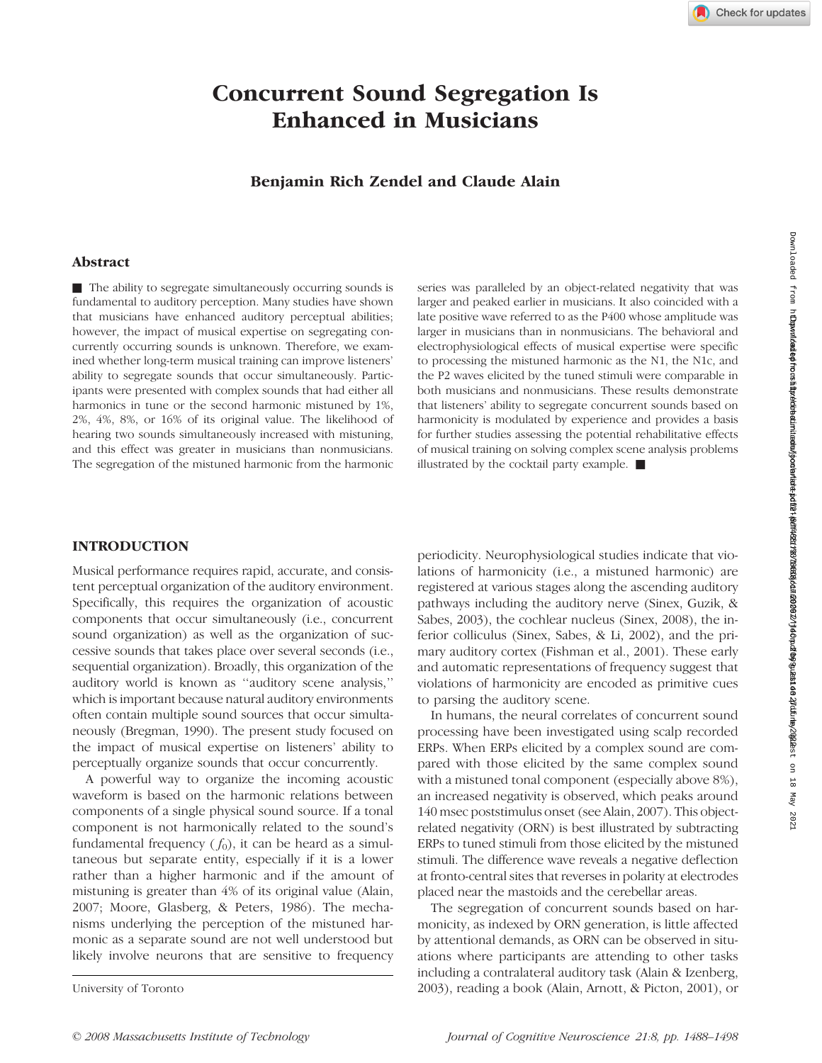# Concurrent Sound Segregation Is Enhanced in Musicians

**Benjamin Rich Zendel and Claude Alain**

## Abstract

■ The ability to segregate simultaneously occurring sounds is fundamental to auditory perception. Many studies have shown that musicians have enhanced auditory perceptual abilities; however, the impact of musical expertise on segregating concurrently occurring sounds is unknown. Therefore, we examined whether long-term musical training can improve listeners' ability to segregate sounds that occur simultaneously. Participants were presented with complex sounds that had either all harmonics in tune or the second harmonic mistuned by 1%, 2%, 4%, 8%, or 16% of its original value. The likelihood of hearing two sounds simultaneously increased with mistuning, and this effect was greater in musicians than nonmusicians. The segregation of the mistuned harmonic from the harmonic series was paralleled by an object-related negativity that was larger and peaked earlier in musicians. It also coincided with a late positive wave referred to as the P400 whose amplitude was larger in musicians than in nonmusicians. The behavioral and electrophysiological effects of musical expertise were specific to processing the mistuned harmonic as the N1, the N1c, and the P2 waves elicited by the tuned stimuli were comparable in both musicians and nonmusicians. These results demonstrate that listeners' ability to segregate concurrent sounds based on harmonicity is modulated by experience and provides a basis for further studies assessing the potential rehabilitative effects of musical training on solving complex scene analysis problems illustrated by the cocktail party example. ■

## INTRODUCTION

Musical performance requires rapid, accurate, and consistent perceptual organization of the auditory environment. Specifically, this requires the organization of acoustic components that occur simultaneously (i.e., concurrent sound organization) as well as the organization of successive sounds that takes place over several seconds (i.e., sequential organization). Broadly, this organization of the auditory world is known as ''auditory scene analysis,'' which is important because natural auditory environments often contain multiple sound sources that occur simultaneously (Bregman, 1990). The present study focused on the impact of musical expertise on listeners' ability to perceptually organize sounds that occur concurrently.

A powerful way to organize the incoming acoustic waveform is based on the harmonic relations between components of a single physical sound source. If a tonal component is not harmonically related to the sound's fundamental frequency ($f_0$), it can be heard as a simultaneous but separate entity, especially if it is a lower rather than a higher harmonic and if the amount of mistuning is greater than 4% of its original value (Alain, 2007; Moore, Glasberg, & Peters, 1986). The mechanisms underlying the perception of the mistuned harmonic as a separate sound are not well understood but likely involve neurons that are sensitive to frequency periodicity. Neurophysiological studies indicate that violations of harmonicity (i.e., a mistuned harmonic) are registered at various stages along the ascending auditory pathways including the auditory nerve (Sinex, Guzik, & Sabes, 2003), the cochlear nucleus (Sinex, 2008), the inferior colliculus (Sinex, Sabes, & Li, 2002), and the primary auditory cortex (Fishman et al., 2001). These early and automatic representations of frequency suggest that violations of harmonicity are encoded as primitive cues to parsing the auditory scene.

In humans, the neural correlates of concurrent sound processing have been investigated using scalp recorded ERPs. When ERPs elicited by a complex sound are compared with those elicited by the same complex sound with a mistuned tonal component (especially above 8%), an increased negativity is observed, which peaks around 140 msec poststimulus onset (see Alain, 2007). This object-related negativity (ORN) is best illustrated by subtracting ERPs to tuned stimuli from those elicited by the mistuned stimuli. The difference wave reveals a negative deflection at fronto-central sites that reverses in polarity at electrodes placed near the mastoids and the cerebellar areas.

The segregation of concurrent sounds based on harmonicity, as indexed by ORN generation, is little affected by attentional demands, as ORN can be observed in situations where participants are attending to other tasks including a contralateral auditory task (Alain & Izenberg, 2003), reading a book (Alain, Arnott, & Picton, 2001), or

University of Toronto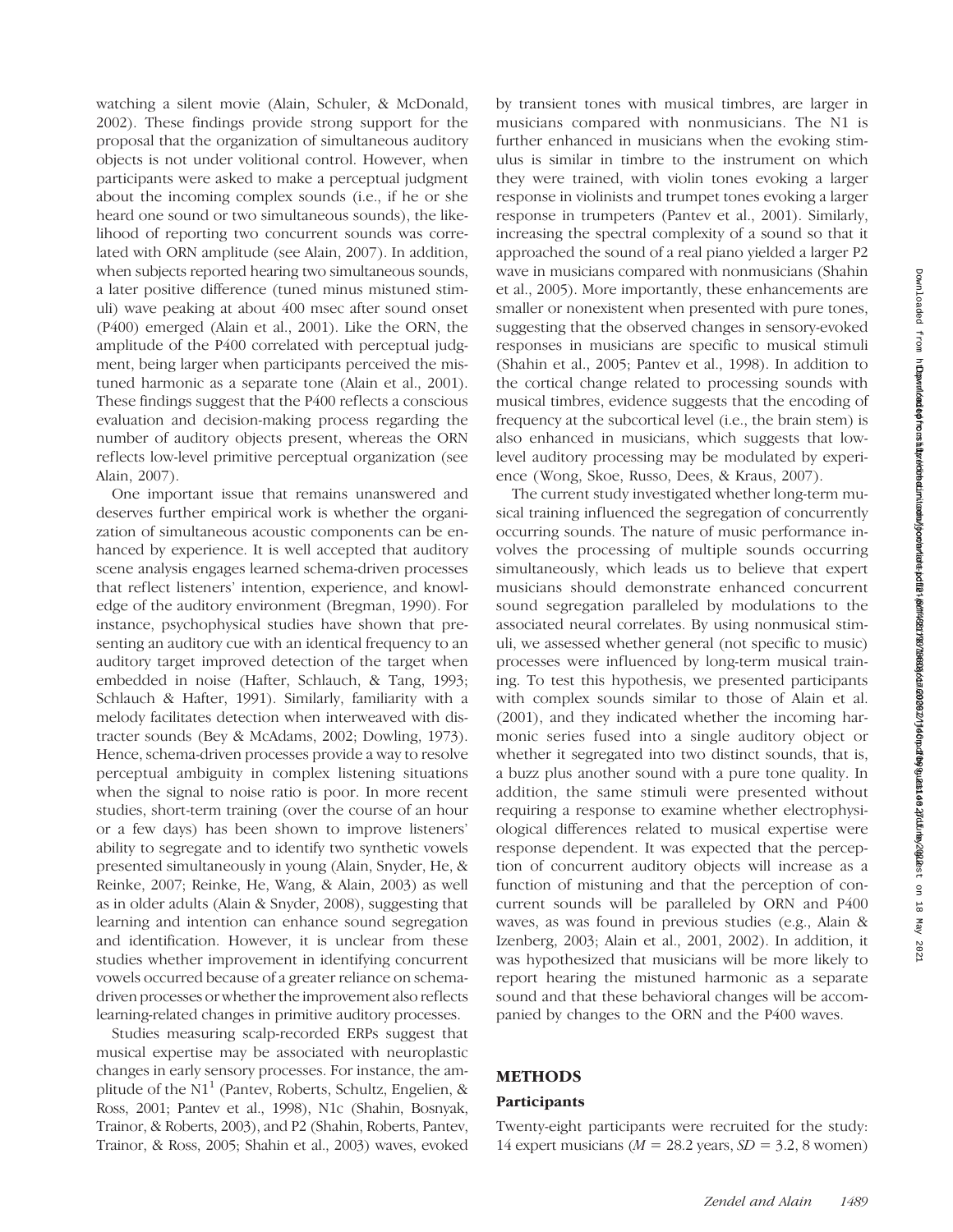watching a silent movie (Alain, Schuler, & McDonald, 2002). These findings provide strong support for the proposal that the organization of simultaneous auditory objects is not under volitional control. However, when participants were asked to make a perceptual judgment about the incoming complex sounds (i.e., if he or she heard one sound or two simultaneous sounds), the likelihood of reporting two concurrent sounds was correlated with ORN amplitude (see Alain, 2007). In addition, when subjects reported hearing two simultaneous sounds, a later positive difference (tuned minus mistuned stimuli) wave peaking at about 400 msec after sound onset (P400) emerged (Alain et al., 2001). Like the ORN, the amplitude of the P400 correlated with perceptual judgment, being larger when participants perceived the mistuned harmonic as a separate tone (Alain et al., 2001). These findings suggest that the P400 reflects a conscious evaluation and decision-making process regarding the number of auditory objects present, whereas the ORN reflects low-level primitive perceptual organization (see Alain, 2007).

One important issue that remains unanswered and deserves further empirical work is whether the organization of simultaneous acoustic components can be enhanced by experience. It is well accepted that auditory scene analysis engages learned schema-driven processes that reflect listeners' intention, experience, and knowledge of the auditory environment (Bregman, 1990). For instance, psychophysical studies have shown that presenting an auditory cue with an identical frequency to an auditory target improved detection of the target when embedded in noise (Hafter, Schlauch, & Tang, 1993; Schlauch & Hafter, 1991). Similarly, familiarity with a melody facilitates detection when interweaved with distracter sounds (Bey & McAdams, 2002; Dowling, 1973). Hence, schema-driven processes provide a way to resolve perceptual ambiguity in complex listening situations when the signal to noise ratio is poor. In more recent studies, short-term training (over the course of an hour or a few days) has been shown to improve listeners' ability to segregate and to identify two synthetic vowels presented simultaneously in young (Alain, Snyder, He, & Reinke, 2007; Reinke, He, Wang, & Alain, 2003) as well as in older adults (Alain & Snyder, 2008), suggesting that learning and intention can enhance sound segregation and identification. However, it is unclear from these studies whether improvement in identifying concurrent vowels occurred because of a greater reliance on schema-driven processes or whether the improvement also reflects learning-related changes in primitive auditory processes.

Studies measuring scalp-recorded ERPs suggest that musical expertise may be associated with neuroplastic changes in early sensory processes. For instance, the amplitude of the N1[1] (Pantev, Roberts, Schultz, Engelien, & Ross, 2001; Pantev et al., 1998), N1c (Shahin, Bosnyak, Trainor, & Roberts, 2003), and P2 (Shahin, Roberts, Pantev, Trainor, & Ross, 2005; Shahin et al., 2003) waves, evoked by transient tones with musical timbres, are larger in musicians compared with nonmusicians. The N1 is further enhanced in musicians when the evoking stimulus is similar in timbre to the instrument on which they were trained, with violin tones evoking a larger response in violinists and trumpet tones evoking a larger response in trumpeters (Pantev et al., 2001). Similarly, increasing the spectral complexity of a sound so that it approached the sound of a real piano yielded a larger P2 wave in musicians compared with nonmusicians (Shahin et al., 2005). More importantly, these enhancements are smaller or nonexistent when presented with pure tones, suggesting that the observed changes in sensory-evoked responses in musicians are specific to musical stimuli (Shahin et al., 2005; Pantev et al., 1998). In addition to the cortical change related to processing sounds with musical timbres, evidence suggests that the encoding of frequency at the subcortical level (i.e., the brain stem) is also enhanced in musicians, which suggests that low-level auditory processing may be modulated by experience (Wong, Skoe, Russo, Dees, & Kraus, 2007).

The current study investigated whether long-term musical training influenced the segregation of concurrently occurring sounds. The nature of music performance involves the processing of multiple sounds occurring simultaneously, which leads us to believe that expert musicians should demonstrate enhanced concurrent sound segregation paralleled by modulations to the associated neural correlates. By using nonmusical stimuli, we assessed whether general (not specific to music) processes were influenced by long-term musical training. To test this hypothesis, we presented participants with complex sounds similar to those of Alain et al. (2001), and they indicated whether the incoming harmonic series fused into a single auditory object or whether it segregated into two distinct sounds, that is, a buzz plus another sound with a pure tone quality. In addition, the same stimuli were presented without requiring a response to examine whether electrophysiological differences related to musical expertise were response dependent. It was expected that the perception of concurrent auditory objects will increase as a function of mistuning and that the perception of concurrent sounds will be paralleled by ORN and P400 waves, as was found in previous studies (e.g., Alain & Izenberg, 2003; Alain et al., 2001, 2002). In addition, it was hypothesized that musicians will be more likely to report hearing the mistuned harmonic as a separate sound and that these behavioral changes will be accompanied by changes to the ORN and the P400 waves.

## METHODS

### Participants

Twenty-eight participants were recruited for the study: 14 expert musicians ($M = 28.2$ years, $SD = 3.2$, 8 women)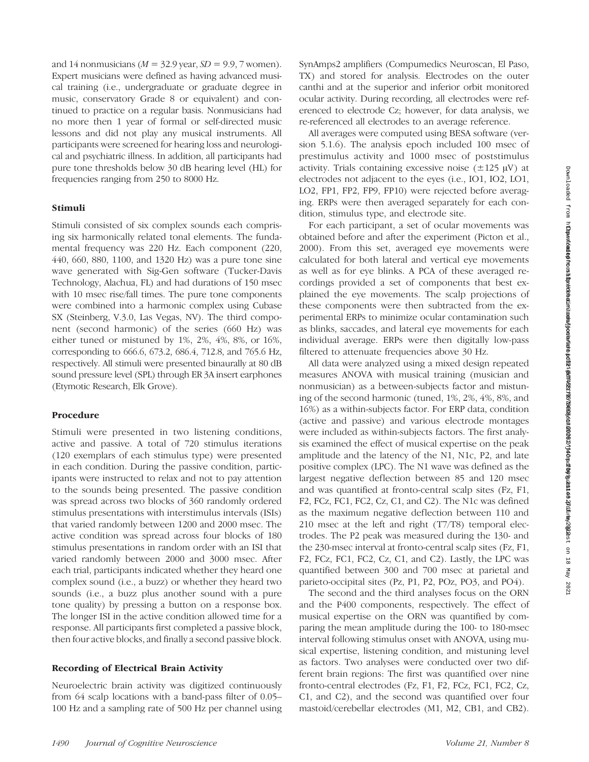and 14 nonmusicians ($M = 32.9$ year, $SD = 9.9$, 7 women). Expert musicians were defined as having advanced musical training (i.e., undergraduate or graduate degree in music, conservatory Grade 8 or equivalent) and continued to practice on a regular basis. Nonmusicians had no more then 1 year of formal or self-directed music lessons and did not play any musical instruments. All participants were screened for hearing loss and neurological and psychiatric illness. In addition, all participants had pure tone thresholds below 30 dB hearing level (HL) for frequencies ranging from 250 to 8000 Hz.

### Stimuli

Stimuli consisted of six complex sounds each comprising six harmonically related tonal elements. The fundamental frequency was 220 Hz. Each component (220, 440, 660, 880, 1100, and 1320 Hz) was a pure tone sine wave generated with Sig-Gen software (Tucker-Davis Technology, Alachua, FL) and had durations of 150 msec with 10 msec rise/fall times. The pure tone components were combined into a harmonic complex using Cubase SX (Steinberg, V.3.0, Las Vegas, NV). The third component (second harmonic) of the series (660 Hz) was either tuned or mistuned by 1%, 2%, 4%, 8%, or 16%, corresponding to 666.6, 673.2, 686.4, 712.8, and 765.6 Hz, respectively. All stimuli were presented binaurally at 80 dB sound pressure level (SPL) through ER 3A insert earphones (Etymotic Research, Elk Grove).

### Procedure

Stimuli were presented in two listening conditions, active and passive. A total of 720 stimulus iterations (120 exemplars of each stimulus type) were presented in each condition. During the passive condition, participants were instructed to relax and not to pay attention to the sounds being presented. The passive condition was spread across two blocks of 360 randomly ordered stimulus presentations with interstimulus intervals (ISIs) that varied randomly between 1200 and 2000 msec. The active condition was spread across four blocks of 180 stimulus presentations in random order with an ISI that varied randomly between 2000 and 3000 msec. After each trial, participants indicated whether they heard one complex sound (i.e., a buzz) or whether they heard two sounds (i.e., a buzz plus another sound with a pure tone quality) by pressing a button on a response box. The longer ISI in the active condition allowed time for a response. All participants first completed a passive block, then four active blocks, and finally a second passive block.

### Recording of Electrical Brain Activity

Neuroelectric brain activity was digitized continuously from 64 scalp locations with a band-pass filter of 0.05–100 Hz and a sampling rate of 500 Hz per channel using SynAmps2 amplifiers (Compumedics Neuroscan, El Paso, TX) and stored for analysis. Electrodes on the outer canthi and at the superior and inferior orbit monitored ocular activity. During recording, all electrodes were referenced to electrode Cz; however, for data analysis, we re-referenced all electrodes to an average reference.

All averages were computed using BESA software (version 5.1.6). The analysis epoch included 100 msec of prestimulus activity and 1000 msec of poststimulus activity. Trials containing excessive noise ($\pm 125$ μV) at electrodes not adjacent to the eyes (i.e., IO1, IO2, LO1, LO2, FP1, FP2, FP9, FP10) were rejected before averaging. ERPs were then averaged separately for each condition, stimulus type, and electrode site.

For each participant, a set of ocular movements was obtained before and after the experiment (Picton et al., 2000). From this set, averaged eye movements were calculated for both lateral and vertical eye movements as well as for eye blinks. A PCA of these averaged recordings provided a set of components that best explained the eye movements. The scalp projections of these components were then subtracted from the experimental ERPs to minimize ocular contamination such as blinks, saccades, and lateral eye movements for each individual average. ERPs were then digitally low-pass filtered to attenuate frequencies above 30 Hz.

All data were analyzed using a mixed design repeated measures ANOVA with musical training (musician and nonmusician) as a between-subjects factor and mistuning of the second harmonic (tuned, 1%, 2%, 4%, 8%, and 16%) as a within-subjects factor. For ERP data, condition (active and passive) and various electrode montages were included as within-subjects factors. The first analysis examined the effect of musical expertise on the peak amplitude and the latency of the N1, N1c, P2, and late positive complex (LPC). The N1 wave was defined as the largest negative deflection between 85 and 120 msec and was quantified at fronto-central scalp sites (Fz, F1, F2, FCz, FC1, FC2, Cz, C1, and C2). The N1c was defined as the maximum negative deflection between 110 and 210 msec at the left and right (T7/T8) temporal electrodes. The P2 peak was measured during the 130- and the 230-msec interval at fronto-central scalp sites (Fz, F1, F2, FCz, FC1, FC2, Cz, C1, and C2). Lastly, the LPC was quantified between 300 and 700 msec at parietal and parieto-occipital sites (Pz, P1, P2, POz, PO3, and PO4).

The second and the third analyses focus on the ORN and the P400 components, respectively. The effect of musical expertise on the ORN was quantified by comparing the mean amplitude during the 100- to 180-msec interval following stimulus onset with ANOVA, using musical expertise, listening condition, and mistuning level as factors. Two analyses were conducted over two different brain regions: The first was quantified over nine fronto-central electrodes (Fz, F1, F2, FCz, FC1, FC2, Cz, C1, and C2), and the second was quantified over four mastoid/cerebellar electrodes (M1, M2, CB1, and CB2).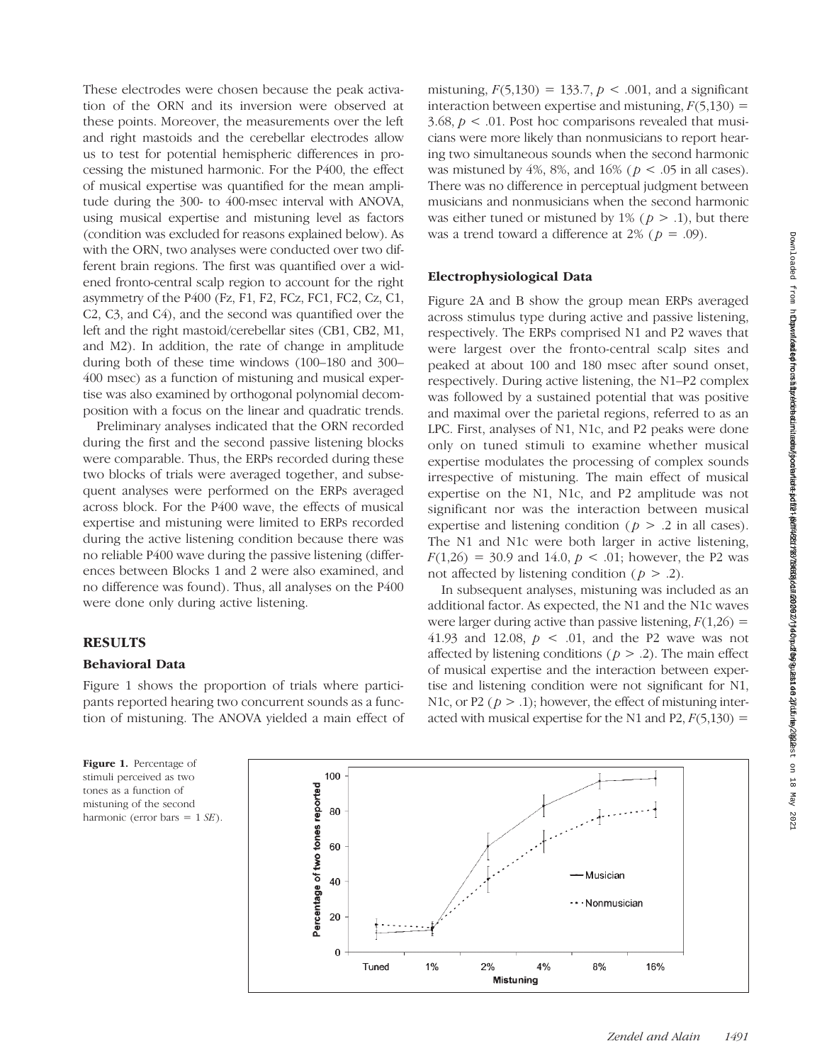These electrodes were chosen because the peak activation of the ORN and its inversion were observed at these points. Moreover, the measurements over the left and right mastoids and the cerebellar electrodes allow us to test for potential hemispheric differences in processing the mistuned harmonic. For the P400, the effect of musical expertise was quantified for the mean amplitude during the 300- to 400-msec interval with ANOVA, using musical expertise and mistuning level as factors (condition was excluded for reasons explained below). As with the ORN, two analyses were conducted over two different brain regions. The first was quantified over a widened fronto-central scalp region to account for the right asymmetry of the P400 (Fz, F1, F2, FCz, FC1, FC2, Cz, C1, C2, C3, and C4), and the second was quantified over the left and the right mastoid/cerebellar sites (CB1, CB2, M1, and M2). In addition, the rate of change in amplitude during both of these time windows (100–180 and 300–400 msec) as a function of mistuning and musical expertise was also examined by orthogonal polynomial decomposition with a focus on the linear and quadratic trends.

Preliminary analyses indicated that the ORN recorded during the first and the second passive listening blocks were comparable. Thus, the ERPs recorded during these two blocks of trials were averaged together, and subsequent analyses were performed on the ERPs averaged across block. For the P400 wave, the effects of musical expertise and mistuning were limited to ERPs recorded during the active listening condition because there was no reliable P400 wave during the passive listening (differences between Blocks 1 and 2 were also examined, and no difference was found). Thus, all analyses on the P400 were done only during active listening.

## RESULTS

### Behavioral Data

Figure 1 shows the proportion of trials where participants reported hearing two concurrent sounds as a function of mistuning. The ANOVA yielded a main effect of mistuning, $F(5,130) = 133.7$, $p < .001$, and a significant interaction between expertise and mistuning, $F(5,130) = 3.68$, $p < .01$. Post hoc comparisons revealed that musicians were more likely than nonmusicians to report hearing two simultaneous sounds when the second harmonic was mistuned by 4%, 8%, and 16% ($p < .05$ in all cases). There was no difference in perceptual judgment between musicians and nonmusicians when the second harmonic was either tuned or mistuned by 1% ($p > .1$), but there was a trend toward a difference at 2% ($p = .09$).

### Electrophysiological Data

Figure 2A and B show the group mean ERPs averaged across stimulus type during active and passive listening, respectively. The ERPs comprised N1 and P2 waves that were largest over the fronto-central scalp sites and peaked at about 100 and 180 msec after sound onset, respectively. During active listening, the N1–P2 complex was followed by a sustained potential that was positive and maximal over the parietal regions, referred to as an LPC. First, analyses of N1, N1c, and P2 peaks were done only on tuned stimuli to examine whether musical expertise modulates the processing of complex sounds irrespective of mistuning. The main effect of musical expertise on the N1, N1c, and P2 amplitude was not significant nor was the interaction between musical expertise and listening condition ($p > .2$ in all cases). The N1 and N1c were both larger in active listening, $F(1,26) = 30.9$ and 14.0, $p < .01$; however, the P2 was not affected by listening condition ($p > .2$).

In subsequent analyses, mistuning was included as an additional factor. As expected, the N1 and the N1c waves were larger during active than passive listening, $F(1,26) = 41.93$ and 12.08, $p < .01$, and the P2 wave was not affected by listening conditions ($p > .2$). The main effect of musical expertise and the interaction between expertise and listening condition were not significant for N1, N1c, or P2 ($p > .1$); however, the effect of mistuning interacted with musical expertise for the N1 and P2, $F(5,130) =$

**Figure 1.** Percentage of stimuli perceived as two tones as a function of mistuning of the second harmonic (error bars = 1 *SE*).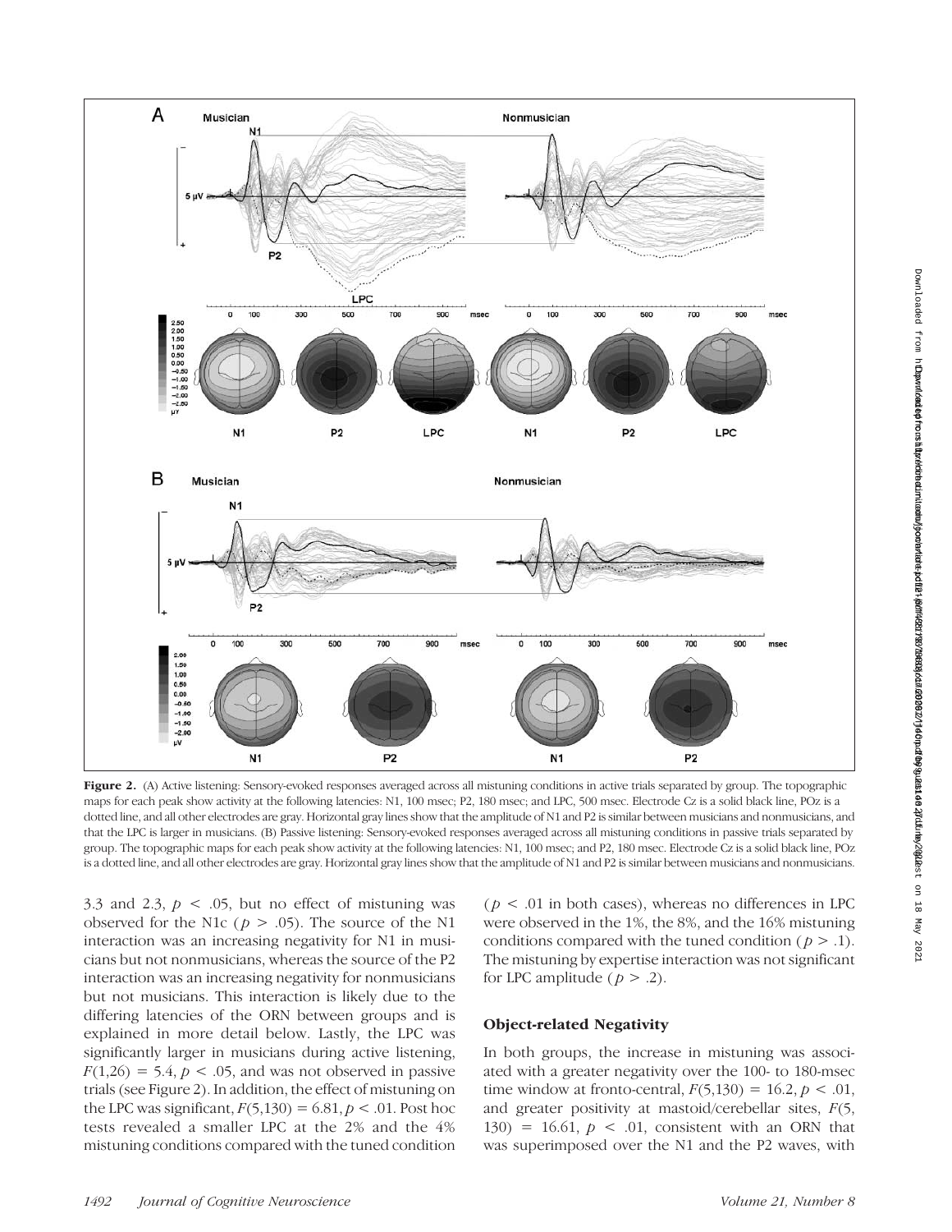**Figure 2.** (A) Active listening: Sensory-evoked responses averaged across all mistuning conditions in active trials separated by group. The topographic maps for each peak show activity at the following latencies: N1, 100 msec; P2, 180 msec; and LPC, 500 msec. Electrode Cz is a solid black line, POz is a dotted line, and all other electrodes are gray. Horizontal gray lines show that the amplitude of N1 and P2 is similar between musicians and nonmusicians, and that the LPC is larger in musicians. (B) Passive listening: Sensory-evoked responses averaged across all mistuning conditions in passive trials separated by group. The topographic maps for each peak show activity at the following latencies: N1, 100 msec; and P2, 180 msec. Electrode Cz is a solid black line, POz is a dotted line, and all other electrodes are gray. Horizontal gray lines show that the amplitude of N1 and P2 is similar between musicians and nonmusicians.

3.3 and 2.3, $p < .05$, but no effect of mistuning was observed for the N1c ($p > .05$). The source of the N1 interaction was an increasing negativity for N1 in musicians but not nonmusicians, whereas the source of the P2 interaction was an increasing negativity for nonmusicians but not musicians. This interaction is likely due to the differing latencies of the ORN between groups and is explained in more detail below. Lastly, the LPC was significantly larger in musicians during active listening, $F(1,26) = 5.4$, $p < .05$, and was not observed in passive trials (see Figure 2). In addition, the effect of mistuning on the LPC was significant, $F(5,130) = 6.81$, $p < .01$. Post hoc tests revealed a smaller LPC at the 2% and the 4% mistuning conditions compared with the tuned condition ($p < .01$ in both cases), whereas no differences in LPC were observed in the 1%, the 8%, and the 16% mistuning conditions compared with the tuned condition ($p > .1$). The mistuning by expertise interaction was not significant for LPC amplitude ($p > .2$).

### Object-related Negativity

In both groups, the increase in mistuning was associated with a greater negativity over the 100- to 180-msec time window at fronto-central, $F(5,130) = 16.2$, $p < .01$, and greater positivity at mastoid/cerebellar sites, $F(5, 130) = 16.61$, $p < .01$, consistent with an ORN that was superimposed over the N1 and the P2 waves, with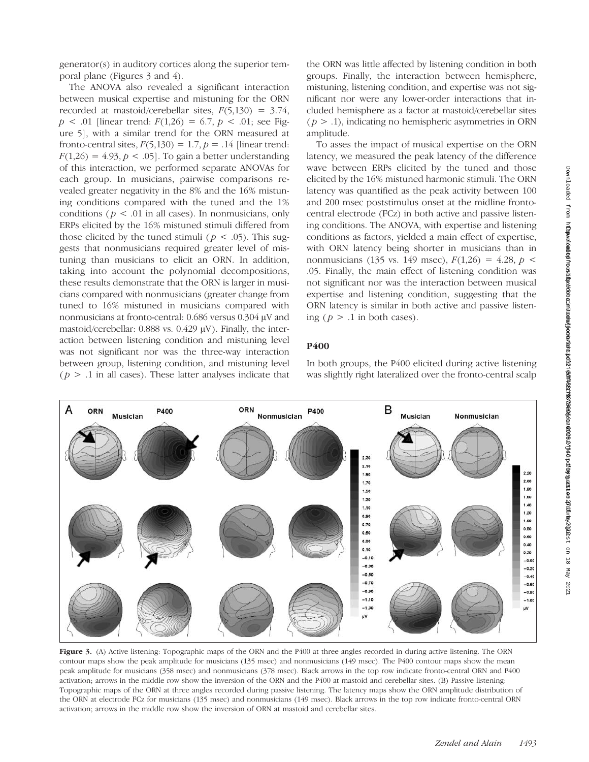generator(s) in auditory cortices along the superior temporal plane (Figures 3 and 4).

The ANOVA also revealed a significant interaction between musical expertise and mistuning for the ORN recorded at mastoid/cerebellar sites, $F(5,130) = 3.74$, $p < .01$ [linear trend: $F(1,26) = 6.7$, $p < .01$; see Figure 5], with a similar trend for the ORN measured at fronto-central sites, $F(5,130) = 1.7$, $p = .14$ [linear trend: $F(1,26) = 4.93$, $p < .05$]. To gain a better understanding of this interaction, we performed separate ANOVAs for each group. In musicians, pairwise comparisons revealed greater negativity in the 8% and the 16% mistuning conditions compared with the tuned and the 1% conditions ($p < .01$ in all cases). In nonmusicians, only ERPs elicited by the 16% mistuned stimuli differed from those elicited by the tuned stimuli ($p < .05$). This suggests that nonmusicians required greater level of mistuning than musicians to elicit an ORN. In addition, taking into account the polynomial decompositions, these results demonstrate that the ORN is larger in musicians compared with nonmusicians (greater change from tuned to 16% mistuned in musicians compared with nonmusicians at fronto-central: 0.686 versus 0.304 μV and mastoid/cerebellar: 0.888 vs. 0.429 μV). Finally, the interaction between listening condition and mistuning level was not significant nor was the three-way interaction between group, listening condition, and mistuning level ($p > .1$ in all cases). These latter analyses indicate that the ORN was little affected by listening condition in both groups. Finally, the interaction between hemisphere, mistuning, listening condition, and expertise was not significant nor were any lower-order interactions that included hemisphere as a factor at mastoid/cerebellar sites ($p > .1$), indicating no hemispheric asymmetries in ORN amplitude.

To asses the impact of musical expertise on the ORN latency, we measured the peak latency of the difference wave between ERPs elicited by the tuned and those elicited by the 16% mistuned harmonic stimuli. The ORN latency was quantified as the peak activity between 100 and 200 msec poststimulus onset at the midline fronto-central electrode (FCz) in both active and passive listening conditions. The ANOVA, with expertise and listening conditions as factors, yielded a main effect of expertise, with ORN latency being shorter in musicians than in nonmusicians (135 vs. 149 msec), $F(1,26) = 4.28$, $p < .05$. Finally, the main effect of listening condition was not significant nor was the interaction between musical expertise and listening condition, suggesting that the ORN latency is similar in both active and passive listening ($p > .1$ in both cases).

### P400

In both groups, the P400 elicited during active listening was slightly right lateralized over the fronto-central scalp

**Figure 3.** (A) Active listening: Topographic maps of the ORN and the P400 at three angles recorded in during active listening. The ORN contour maps show the peak amplitude for musicians (135 msec) and nonmusicians (149 msec). The P400 contour maps show the mean peak amplitude for musicians (358 msec) and nonmusicians (378 msec). Black arrows in the top row indicate fronto-central ORN and P400 activation; arrows in the middle row show the inversion of the ORN and the P400 at mastoid and cerebellar sites. (B) Passive listening: Topographic maps of the ORN at three angles recorded during passive listening. The latency maps show the ORN amplitude distribution of the ORN at electrode FCz for musicians (135 msec) and nonmusicians (149 msec). Black arrows in the top row indicate fronto-central ORN activation; arrows in the middle row show the inversion of ORN at mastoid and cerebellar sites.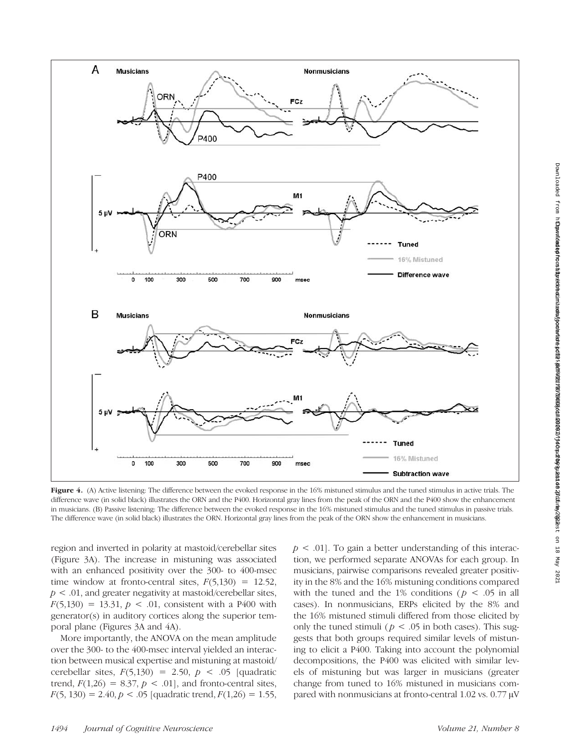**Figure 4.** (A) Active listening: The difference between the evoked response in the 16% mistuned stimulus and the tuned stimulus in active trials. The difference wave (in solid black) illustrates the ORN and the P400. Horizontal gray lines from the peak of the ORN and the P400 show the enhancement in musicians. (B) Passive listening: The difference between the evoked response in the 16% mistuned stimulus and the tuned stimulus in passive trials. The difference wave (in solid black) illustrates the ORN. Horizontal gray lines from the peak of the ORN show the enhancement in musicians.

region and inverted in polarity at mastoid/cerebellar sites (Figure 3A). The increase in mistuning was associated with an enhanced positivity over the 300- to 400-msec time window at fronto-central sites, $F(5,130) = 12.52$, $p < .01$, and greater negativity at mastoid/cerebellar sites, $F(5,130) = 13.31$, $p < .01$, consistent with a P400 with generator(s) in auditory cortices along the superior temporal plane (Figures 3A and 4A).

More importantly, the ANOVA on the mean amplitude over the 300- to the 400-msec interval yielded an interaction between musical expertise and mistuning at mastoid/cerebellar sites, $F(5,130) = 2.50$, $p < .05$ [quadratic trend, $F(1,26) = 8.37$, $p < .01$], and fronto-central sites, $F(5, 130) = 2.40$, $p < .05$ [quadratic trend, $F(1,26) = 1.55$, $p < .01$]. To gain a better understanding of this interaction, we performed separate ANOVAs for each group. In musicians, pairwise comparisons revealed greater positivity in the 8% and the 16% mistuning conditions compared with the tuned and the 1% conditions ($p < .05$ in all cases). In nonmusicians, ERPs elicited by the 8% and the 16% mistuned stimuli differed from those elicited by only the tuned stimuli ($p < .05$ in both cases). This suggests that both groups required similar levels of mistuning to elicit a P400. Taking into account the polynomial decompositions, the P400 was elicited with similar levels of mistuning but was larger in musicians (greater change from tuned to 16% mistuned in musicians compared with nonmusicians at fronto-central 1.02 vs. 0.77 μV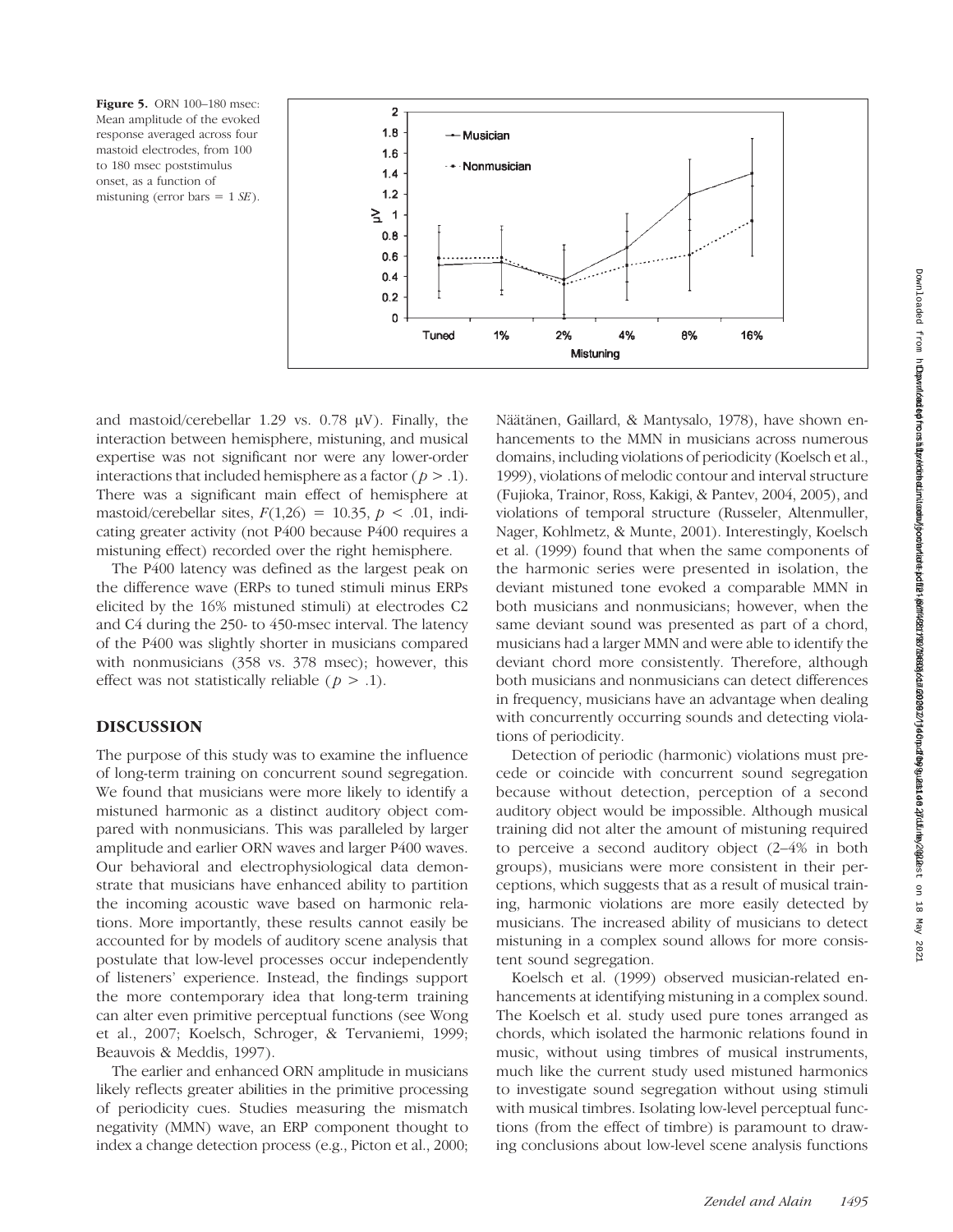**Figure 5.** ORN 100–180 msec: Mean amplitude of the evoked response averaged across four mastoid electrodes, from 100 to 180 msec poststimulus onset, as a function of mistuning (error bars = 1 *SE*).

and mastoid/cerebellar 1.29 vs. 0.78 μV). Finally, the interaction between hemisphere, mistuning, and musical expertise was not significant nor were any lower-order interactions that included hemisphere as a factor ($p > .1$). There was a significant main effect of hemisphere at mastoid/cerebellar sites, $F(1,26) = 10.35$, $p < .01$, indicating greater activity (not P400 because P400 requires a mistuning effect) recorded over the right hemisphere.

The P400 latency was defined as the largest peak on the difference wave (ERPs to tuned stimuli minus ERPs elicited by the 16% mistuned stimuli) at electrodes C2 and C4 during the 250- to 450-msec interval. The latency of the P400 was slightly shorter in musicians compared with nonmusicians (358 vs. 378 msec); however, this effect was not statistically reliable ($p > .1$).

## DISCUSSION

The purpose of this study was to examine the influence of long-term training on concurrent sound segregation. We found that musicians were more likely to identify a mistuned harmonic as a distinct auditory object compared with nonmusicians. This was paralleled by larger amplitude and earlier ORN waves and larger P400 waves. Our behavioral and electrophysiological data demonstrate that musicians have enhanced ability to partition the incoming acoustic wave based on harmonic relations. More importantly, these results cannot easily be accounted for by models of auditory scene analysis that postulate that low-level processes occur independently of listeners' experience. Instead, the findings support the more contemporary idea that long-term training can alter even primitive perceptual functions (see Wong et al., 2007; Koelsch, Schroger, & Tervaniemi, 1999; Beauvois & Meddis, 1997).

The earlier and enhanced ORN amplitude in musicians likely reflects greater abilities in the primitive processing of periodicity cues. Studies measuring the mismatch negativity (MMN) wave, an ERP component thought to index a change detection process (e.g., Picton et al., 2000; Näätänen, Gaillard, & Mantysalo, 1978), have shown enhancements to the MMN in musicians across numerous domains, including violations of periodicity (Koelsch et al., 1999), violations of melodic contour and interval structure (Fujioka, Trainor, Ross, Kakigi, & Pantev, 2004, 2005), and violations of temporal structure (Russeler, Altenmuller, Nager, Kohlmetz, & Munte, 2001). Interestingly, Koelsch et al. (1999) found that when the same components of the harmonic series were presented in isolation, the deviant mistuned tone evoked a comparable MMN in both musicians and nonmusicians; however, when the same deviant sound was presented as part of a chord, musicians had a larger MMN and were able to identify the deviant chord more consistently. Therefore, although both musicians and nonmusicians can detect differences in frequency, musicians have an advantage when dealing with concurrently occurring sounds and detecting violations of periodicity.

Detection of periodic (harmonic) violations must precede or coincide with concurrent sound segregation because without detection, perception of a second auditory object would be impossible. Although musical training did not alter the amount of mistuning required to perceive a second auditory object (2–4% in both groups), musicians were more consistent in their perceptions, which suggests that as a result of musical training, harmonic violations are more easily detected by musicians. The increased ability of musicians to detect mistuning in a complex sound allows for more consistent sound segregation.

Koelsch et al. (1999) observed musician-related enhancements at identifying mistuning in a complex sound. The Koelsch et al. study used pure tones arranged as chords, which isolated the harmonic relations found in music, without using timbres of musical instruments, much like the current study used mistuned harmonics to investigate sound segregation without using stimuli with musical timbres. Isolating low-level perceptual functions (from the effect of timbre) is paramount to drawing conclusions about low-level scene analysis functions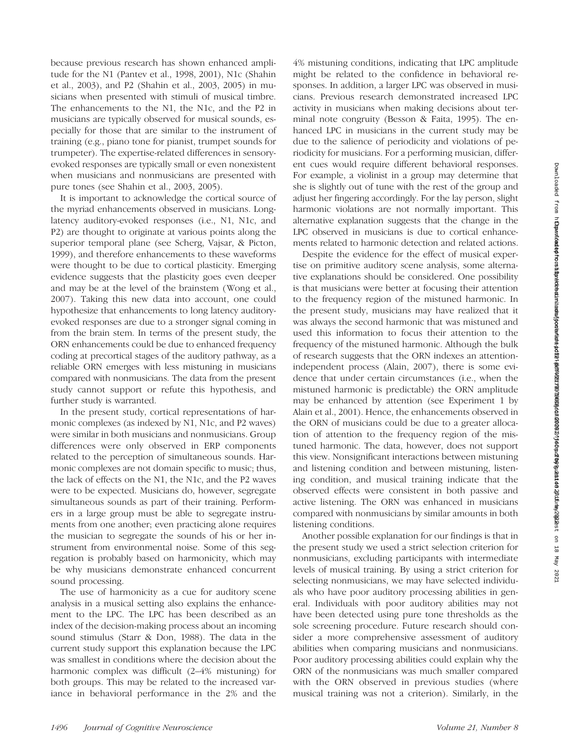because previous research has shown enhanced amplitude for the N1 (Pantev et al., 1998, 2001), N1c (Shahin et al., 2003), and P2 (Shahin et al., 2003, 2005) in musicians when presented with stimuli of musical timbre. The enhancements to the N1, the N1c, and the P2 in musicians are typically observed for musical sounds, especially for those that are similar to the instrument of training (e.g., piano tone for pianist, trumpet sounds for trumpeter). The expertise-related differences in sensory-evoked responses are typically small or even nonexistent when musicians and nonmusicians are presented with pure tones (see Shahin et al., 2003, 2005).

It is important to acknowledge the cortical source of the myriad enhancements observed in musicians. Long-latency auditory-evoked responses (i.e., N1, N1c, and P2) are thought to originate at various points along the superior temporal plane (see Scherg, Vajsar, & Picton, 1999), and therefore enhancements to these waveforms were thought to be due to cortical plasticity. Emerging evidence suggests that the plasticity goes even deeper and may be at the level of the brainstem (Wong et al., 2007). Taking this new data into account, one could hypothesize that enhancements to long latency auditory-evoked responses are due to a stronger signal coming in from the brain stem. In terms of the present study, the ORN enhancements could be due to enhanced frequency coding at precortical stages of the auditory pathway, as a reliable ORN emerges with less mistuning in musicians compared with nonmusicians. The data from the present study cannot support or refute this hypothesis, and further study is warranted.

In the present study, cortical representations of harmonic complexes (as indexed by N1, N1c, and P2 waves) were similar in both musicians and nonmusicians. Group differences were only observed in ERP components related to the perception of simultaneous sounds. Harmonic complexes are not domain specific to music; thus, the lack of effects on the N1, the N1c, and the P2 waves were to be expected. Musicians do, however, segregate simultaneous sounds as part of their training. Performers in a large group must be able to segregate instruments from one another; even practicing alone requires the musician to segregate the sounds of his or her instrument from environmental noise. Some of this segregation is probably based on harmonicity, which may be why musicians demonstrate enhanced concurrent sound processing.

The use of harmonicity as a cue for auditory scene analysis in a musical setting also explains the enhancement to the LPC. The LPC has been described as an index of the decision-making process about an incoming sound stimulus (Starr & Don, 1988). The data in the current study support this explanation because the LPC was smallest in conditions where the decision about the harmonic complex was difficult (2–4% mistuning) for both groups. This may be related to the increased variance in behavioral performance in the 2% and the 4% mistuning conditions, indicating that LPC amplitude might be related to the confidence in behavioral responses. In addition, a larger LPC was observed in musicians. Previous research demonstrated increased LPC activity in musicians when making decisions about terminal note congruity (Besson & Faita, 1995). The enhanced LPC in musicians in the current study may be due to the salience of periodicity and violations of periodicity for musicians. For a performing musician, different cues would require different behavioral responses. For example, a violinist in a group may determine that she is slightly out of tune with the rest of the group and adjust her fingering accordingly. For the lay person, slight harmonic violations are not normally important. This alternative explanation suggests that the change in the LPC observed in musicians is due to cortical enhancements related to harmonic detection and related actions.

Despite the evidence for the effect of musical expertise on primitive auditory scene analysis, some alternative explanations should be considered. One possibility is that musicians were better at focusing their attention to the frequency region of the mistuned harmonic. In the present study, musicians may have realized that it was always the second harmonic that was mistuned and used this information to focus their attention to the frequency of the mistuned harmonic. Although the bulk of research suggests that the ORN indexes an attention-independent process (Alain, 2007), there is some evidence that under certain circumstances (i.e., when the mistuned harmonic is predictable) the ORN amplitude may be enhanced by attention (see Experiment 1 by Alain et al., 2001). Hence, the enhancements observed in the ORN of musicians could be due to a greater allocation of attention to the frequency region of the mistuned harmonic. The data, however, does not support this view. Nonsignificant interactions between mistuning and listening condition and between mistuning, listening condition, and musical training indicate that the observed effects were consistent in both passive and active listening. The ORN was enhanced in musicians compared with nonmusicians by similar amounts in both listening conditions.

Another possible explanation for our findings is that in the present study we used a strict selection criterion for nonmusicians, excluding participants with intermediate levels of musical training. By using a strict criterion for selecting nonmusicians, we may have selected individuals who have poor auditory processing abilities in general. Individuals with poor auditory abilities may not have been detected using pure tone thresholds as the sole screening procedure. Future research should consider a more comprehensive assessment of auditory abilities when comparing musicians and nonmusicians. Poor auditory processing abilities could explain why the ORN of the nonmusicians was much smaller compared with the ORN observed in previous studies (where musical training was not a criterion). Similarly, in the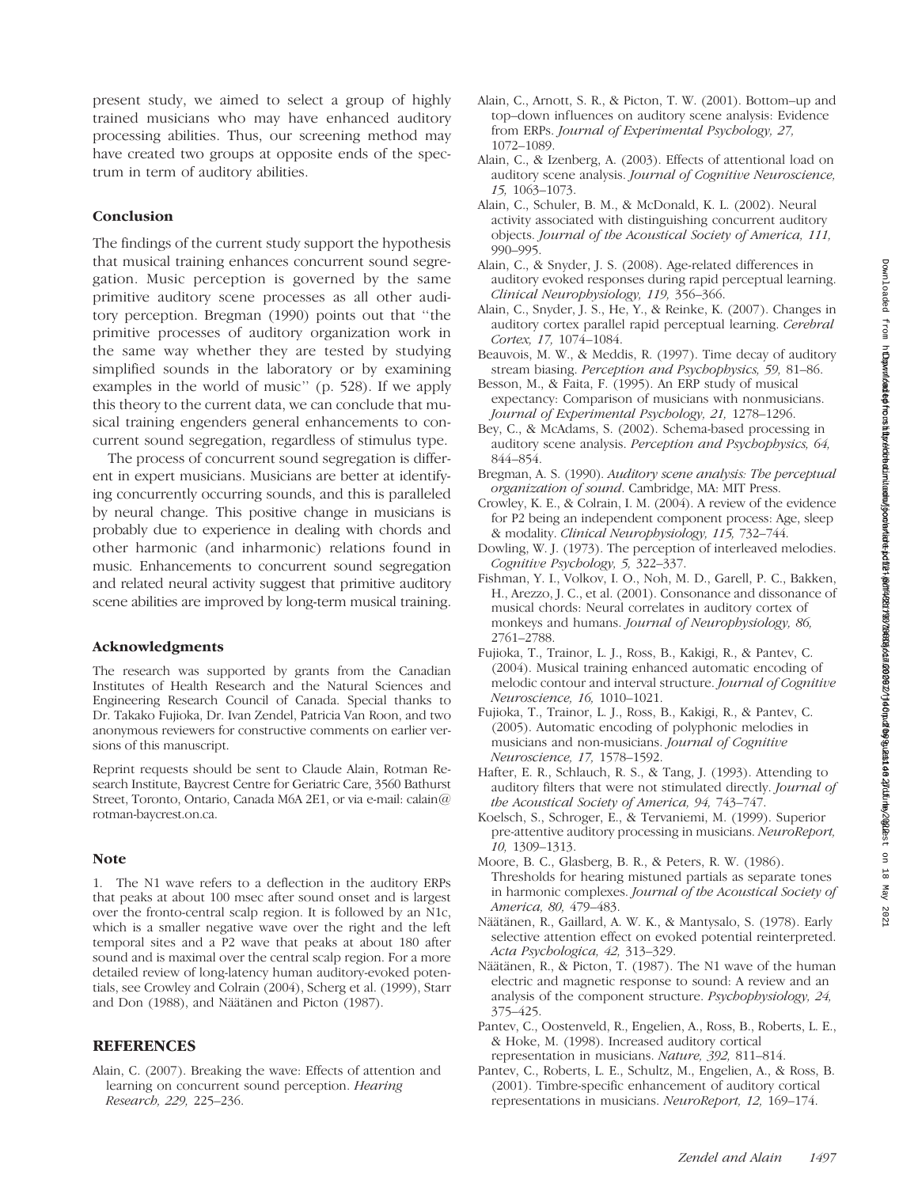present study, we aimed to select a group of highly trained musicians who may have enhanced auditory processing abilities. Thus, our screening method may have created two groups at opposite ends of the spectrum in term of auditory abilities.

## Conclusion

The findings of the current study support the hypothesis that musical training enhances concurrent sound segregation. Music perception is governed by the same primitive auditory scene processes as all other auditory perception. Bregman (1990) points out that ''the primitive processes of auditory organization work in the same way whether they are tested by studying simplified sounds in the laboratory or by examining examples in the world of music'' (p. 528). If we apply this theory to the current data, we can conclude that musical training engenders general enhancements to concurrent sound segregation, regardless of stimulus type.

The process of concurrent sound segregation is different in expert musicians. Musicians are better at identifying concurrently occurring sounds, and this is paralleled by neural change. This positive change in musicians is probably due to experience in dealing with chords and other harmonic (and inharmonic) relations found in music. Enhancements to concurrent sound segregation and related neural activity suggest that primitive auditory scene abilities are improved by long-term musical training.

## Acknowledgments

The research was supported by grants from the Canadian Institutes of Health Research and the Natural Sciences and Engineering Research Council of Canada. Special thanks to Dr. Takako Fujioka, Dr. Ivan Zendel, Patricia Van Roon, and two anonymous reviewers for constructive comments on earlier versions of this manuscript.

Reprint requests should be sent to Claude Alain, Rotman Research Institute, Baycrest Centre for Geriatric Care, 3560 Bathurst Street, Toronto, Ontario, Canada M6A 2E1, or via e-mail: calain@rotman-baycrest.on.ca.

## Note

1. The N1 wave refers to a deflection in the auditory ERPs that peaks at about 100 msec after sound onset and is largest over the fronto-central scalp region. It is followed by an N1c, which is a smaller negative wave over the right and the left temporal sites and a P2 wave that peaks at about 180 after sound and is maximal over the central scalp region. For a more detailed review of long-latency human auditory-evoked potentials, see Crowley and Colrain (2004), Scherg et al. (1999), Starr and Don (1988), and Näätänen and Picton (1987).

## REFERENCES

Alain, C. (2007). Breaking the wave: Effects of attention and learning on concurrent sound perception. *Hearing Research, 229,* 225–236.

Alain, C., Arnott, S. R., & Picton, T. W. (2001). Bottom–up and top–down influences on auditory scene analysis: Evidence from ERPs. *Journal of Experimental Psychology, 27,* 1072–1089.

Alain, C., & Izenberg, A. (2003). Effects of attentional load on auditory scene analysis. *Journal of Cognitive Neuroscience, 15,* 1063–1073.

Alain, C., Schuler, B. M., & McDonald, K. L. (2002). Neural activity associated with distinguishing concurrent auditory objects. *Journal of the Acoustical Society of America, 111,* 990–995.

Alain, C., & Snyder, J. S. (2008). Age-related differences in auditory evoked responses during rapid perceptual learning. *Clinical Neurophysiology, 119,* 356–366.

Alain, C., Snyder, J. S., He, Y., & Reinke, K. (2007). Changes in auditory cortex parallel rapid perceptual learning. *Cerebral Cortex, 17,* 1074–1084.

Beauvois, M. W., & Meddis, R. (1997). Time decay of auditory stream biasing. *Perception and Psychophysics, 59,* 81–86.

Besson, M., & Faita, F. (1995). An ERP study of musical expectancy: Comparison of musicians with nonmusicians. *Journal of Experimental Psychology, 21,* 1278–1296.

Bey, C., & McAdams, S. (2002). Schema-based processing in auditory scene analysis. *Perception and Psychophysics, 64,* 844–854.

Bregman, A. S. (1990). *Auditory scene analysis: The perceptual organization of sound*. Cambridge, MA: MIT Press.

Crowley, K. E., & Colrain, I. M. (2004). A review of the evidence for P2 being an independent component process: Age, sleep & modality. *Clinical Neurophysiology, 115,* 732–744.

Dowling, W. J. (1973). The perception of interleaved melodies. *Cognitive Psychology, 5,* 322–337.

Fishman, Y. I., Volkov, I. O., Noh, M. D., Garell, P. C., Bakken, H., Arezzo, J. C., et al. (2001). Consonance and dissonance of musical chords: Neural correlates in auditory cortex of monkeys and humans. *Journal of Neurophysiology, 86,* 2761–2788.

Fujioka, T., Trainor, L. J., Ross, B., Kakigi, R., & Pantev, C. (2004). Musical training enhanced automatic encoding of melodic contour and interval structure. *Journal of Cognitive Neuroscience, 16,* 1010–1021.

Fujioka, T., Trainor, L. J., Ross, B., Kakigi, R., & Pantev, C. (2005). Automatic encoding of polyphonic melodies in musicians and non-musicians. *Journal of Cognitive Neuroscience, 17,* 1578–1592.

Hafter, E. R., Schlauch, R. S., & Tang, J. (1993). Attending to auditory filters that were not stimulated directly. *Journal of the Acoustical Society of America, 94,* 743–747.

Koelsch, S., Schroger, E., & Tervaniemi, M. (1999). Superior pre-attentive auditory processing in musicians. *NeuroReport, 10,* 1309–1313.

Moore, B. C., Glasberg, B. R., & Peters, R. W. (1986). Thresholds for hearing mistuned partials as separate tones in harmonic complexes. *Journal of the Acoustical Society of America, 80,* 479–483.

Näätänen, R., Gaillard, A. W. K., & Mantysalo, S. (1978). Early selective attention effect on evoked potential reinterpreted. *Acta Psychologica, 42,* 313–329.

Näätänen, R., & Picton, T. (1987). The N1 wave of the human electric and magnetic response to sound: A review and an analysis of the component structure. *Psychophysiology, 24,* 375–425.

Pantev, C., Oostenveld, R., Engelien, A., Ross, B., Roberts, L. E., & Hoke, M. (1998). Increased auditory cortical representation in musicians. *Nature, 392,* 811–814.

Pantev, C., Roberts, L. E., Schultz, M., Engelien, A., & Ross, B. (2001). Timbre-specific enhancement of auditory cortical representations in musicians. *NeuroReport, 12,* 169–174.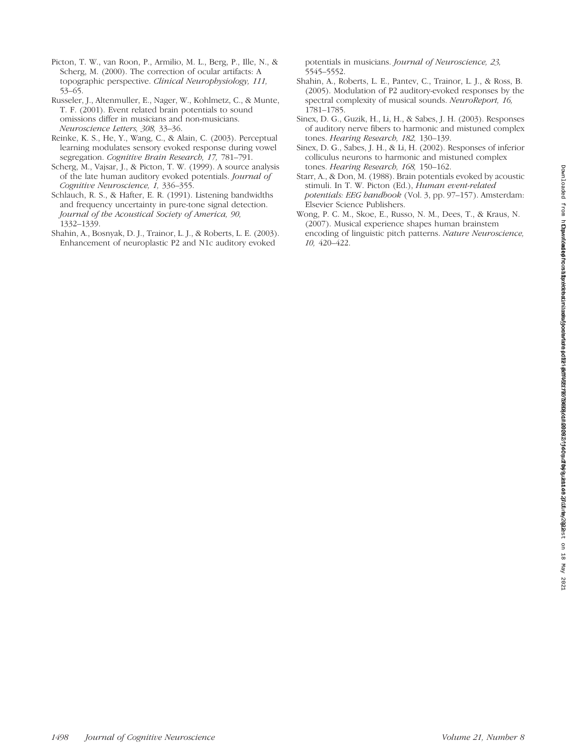Picton, T. W., van Roon, P., Armilio, M. L., Berg, P., Ille, N., & Scherg, M. (2000). The correction of ocular artifacts: A topographic perspective. *Clinical Neurophysiology, 111,* 53–65.

Russeler, J., Altenmuller, E., Nager, W., Kohlmetz, C., & Munte, T. F. (2001). Event related brain potentials to sound omissions differ in musicians and non-musicians. *Neuroscience Letters, 308,* 33–36.

Reinke, K. S., He, Y., Wang, C., & Alain, C. (2003). Perceptual learning modulates sensory evoked response during vowel segregation. *Cognitive Brain Research, 17,* 781–791.

Scherg, M., Vajsar, J., & Picton, T. W. (1999). A source analysis of the late human auditory evoked potentials. *Journal of Cognitive Neuroscience, 1,* 336–355.

Schlauch, R. S., & Hafter, E. R. (1991). Listening bandwidths and frequency uncertainty in pure-tone signal detection. *Journal of the Acoustical Society of America, 90,* 1332–1339.

Shahin, A., Bosnyak, D. J., Trainor, L. J., & Roberts, L. E. (2003). Enhancement of neuroplastic P2 and N1c auditory evoked potentials in musicians. *Journal of Neuroscience, 23,* 5545–5552.

Shahin, A., Roberts, L. E., Pantev, C., Trainor, L. J., & Ross, B. (2005). Modulation of P2 auditory-evoked responses by the spectral complexity of musical sounds. *NeuroReport, 16,* 1781–1785.

Sinex, D. G., Guzik, H., Li, H., & Sabes, J. H. (2003). Responses of auditory nerve fibers to harmonic and mistuned complex tones. *Hearing Research, 182,* 130–139.

Sinex, D. G., Sabes, J. H., & Li, H. (2002). Responses of inferior colliculus neurons to harmonic and mistuned complex tones. *Hearing Research, 168,* 150–162.

Starr, A., & Don, M. (1988). Brain potentials evoked by acoustic stimuli. In T. W. Picton (Ed.), *Human event-related potentials: EEG handbook* (Vol. 3, pp. 97–157). Amsterdam: Elsevier Science Publishers.

Wong, P. C. M., Skoe, E., Russo, N. M., Dees, T., & Kraus, N. (2007). Musical experience shapes human brainstem encoding of linguistic pitch patterns. *Nature Neuroscience, 10,* 420–422.